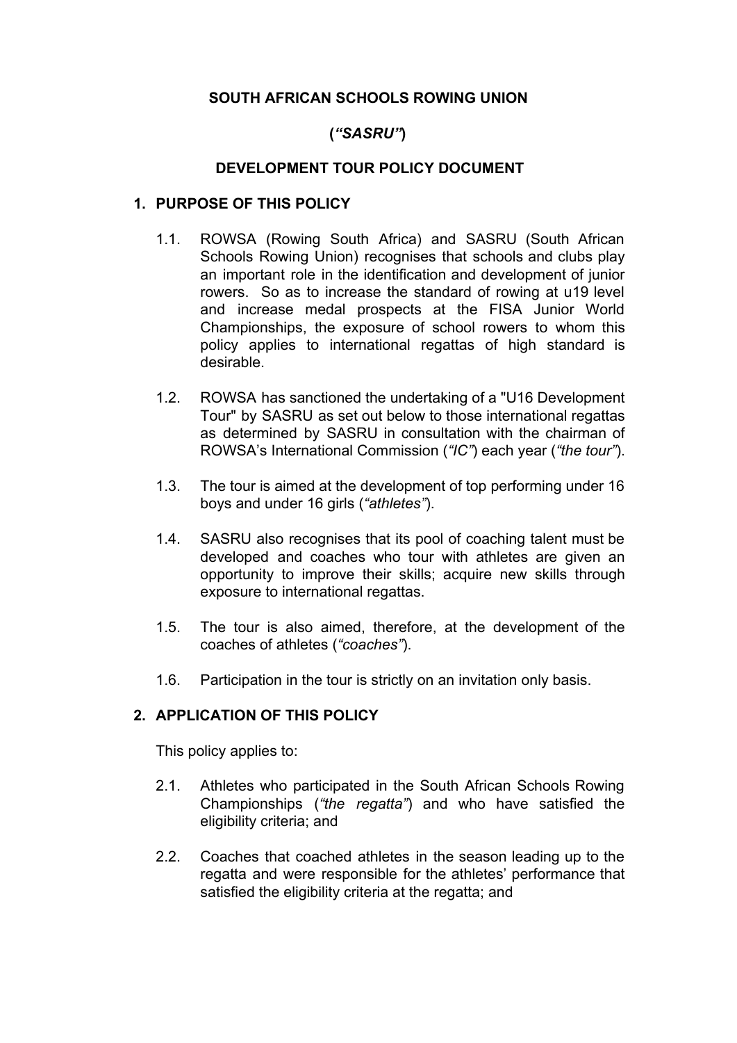**SOUTH AFRICAN SCHOOLS ROWING UNION**

**(*"SASRU"*)**

**DEVELOPMENT TOUR POLICY DOCUMENT**

## 1. PURPOSE OF THIS POLICY

1.1. ROWSA (Rowing South Africa) and SASRU (South African Schools Rowing Union) recognises that schools and clubs play an important role in the identification and development of junior rowers. So as to increase the standard of rowing at u19 level and increase medal prospects at the FISA Junior World Championships, the exposure of school rowers to whom this policy applies to international regattas of high standard is desirable.

1.2. ROWSA has sanctioned the undertaking of a "U16 Development Tour" by SASRU as set out below to those international regattas as determined by SASRU in consultation with the chairman of ROWSA's International Commission (*"IC"*) each year (*"the tour"*).

1.3. The tour is aimed at the development of top performing under 16 boys and under 16 girls (*"athletes"*).

1.4. SASRU also recognises that its pool of coaching talent must be developed and coaches who tour with athletes are given an opportunity to improve their skills; acquire new skills through exposure to international regattas.

1.5. The tour is also aimed, therefore, at the development of the coaches of athletes (*"coaches"*).

1.6. Participation in the tour is strictly on an invitation only basis.

## 2. APPLICATION OF THIS POLICY

This policy applies to:

2.1. Athletes who participated in the South African Schools Rowing Championships (*"the regatta"*) and who have satisfied the eligibility criteria; and

2.2. Coaches that coached athletes in the season leading up to the regatta and were responsible for the athletes' performance that satisfied the eligibility criteria at the regatta; and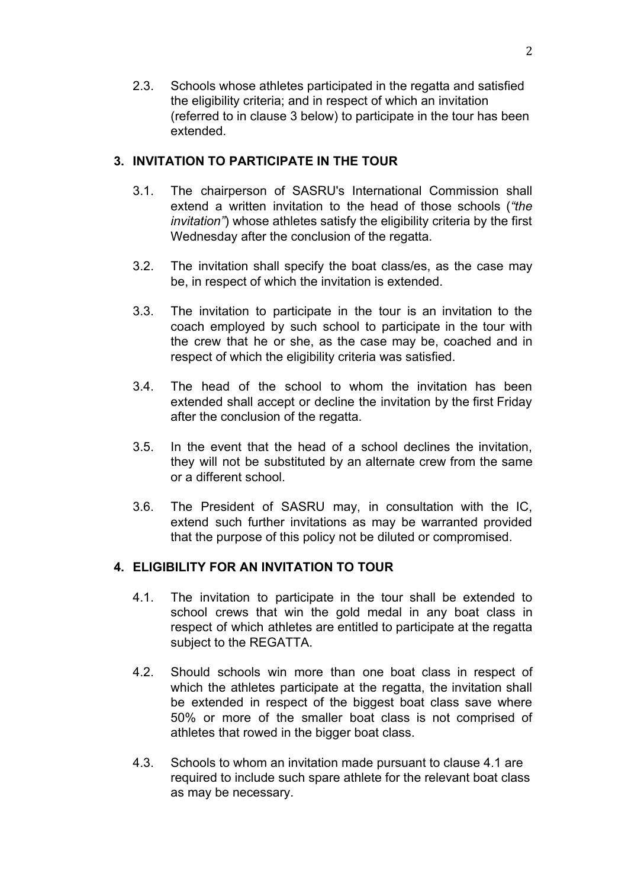2.3. Schools whose athletes participated in the regatta and satisfied the eligibility criteria; and in respect of which an invitation (referred to in clause 3 below) to participate in the tour has been extended.

## 3. INVITATION TO PARTICIPATE IN THE TOUR

3.1. The chairperson of SASRU's International Commission shall extend a written invitation to the head of those schools (*"the invitation"*) whose athletes satisfy the eligibility criteria by the first Wednesday after the conclusion of the regatta.

3.2. The invitation shall specify the boat class/es, as the case may be, in respect of which the invitation is extended.

3.3. The invitation to participate in the tour is an invitation to the coach employed by such school to participate in the tour with the crew that he or she, as the case may be, coached and in respect of which the eligibility criteria was satisfied.

3.4. The head of the school to whom the invitation has been extended shall accept or decline the invitation by the first Friday after the conclusion of the regatta.

3.5. In the event that the head of a school declines the invitation, they will not be substituted by an alternate crew from the same or a different school.

3.6. The President of SASRU may, in consultation with the IC, extend such further invitations as may be warranted provided that the purpose of this policy not be diluted or compromised.

## 4. ELIGIBILITY FOR AN INVITATION TO TOUR

4.1. The invitation to participate in the tour shall be extended to school crews that win the gold medal in any boat class in respect of which athletes are entitled to participate at the regatta subject to the REGATTA.

4.2. Should schools win more than one boat class in respect of which the athletes participate at the regatta, the invitation shall be extended in respect of the biggest boat class save where 50% or more of the smaller boat class is not comprised of athletes that rowed in the bigger boat class.

4.3. Schools to whom an invitation made pursuant to clause 4.1 are required to include such spare athlete for the relevant boat class as may be necessary.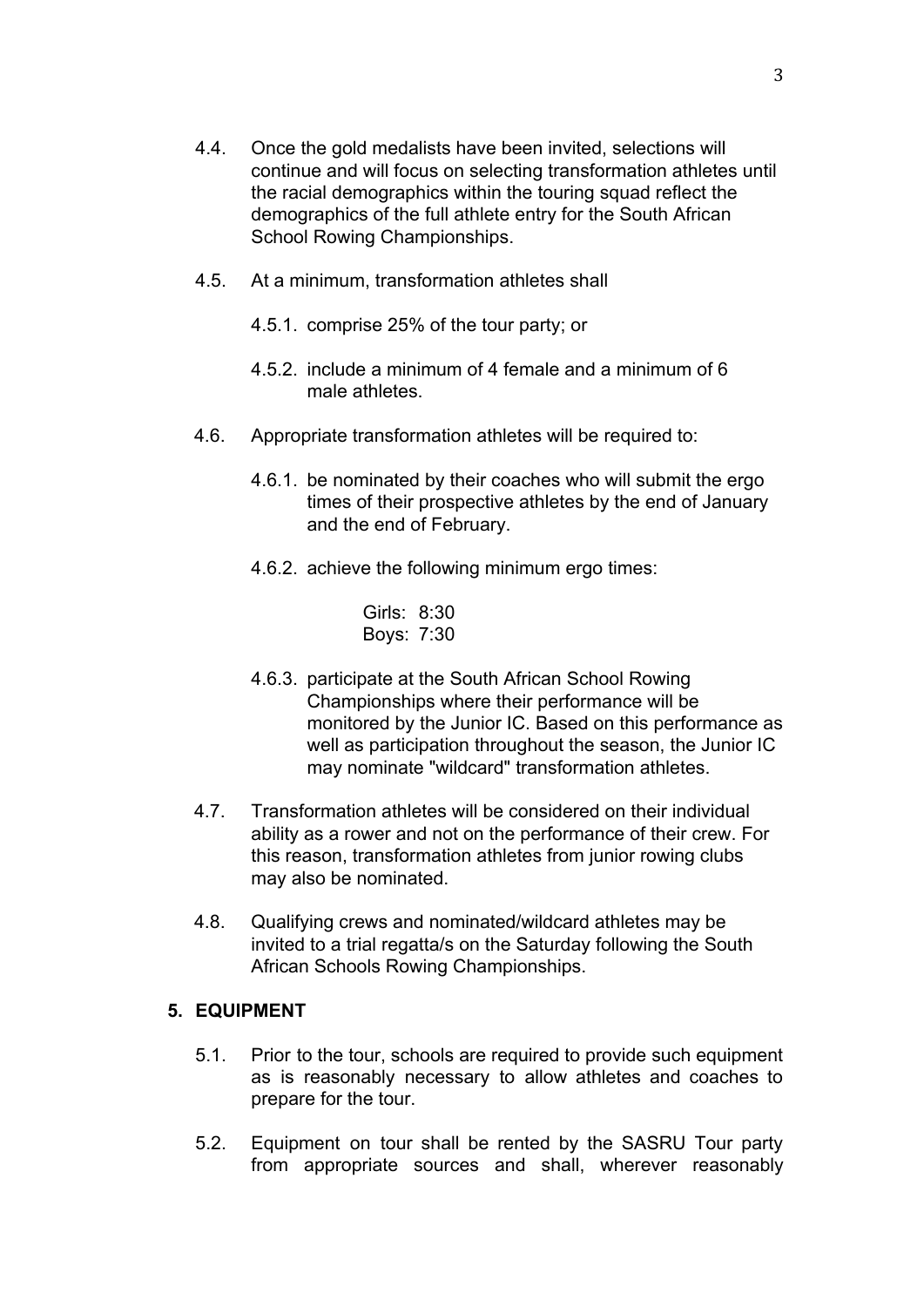4.4. Once the gold medalists have been invited, selections will continue and will focus on selecting transformation athletes until the racial demographics within the touring squad reflect the demographics of the full athlete entry for the South African School Rowing Championships.

4.5. At a minimum, transformation athletes shall

   4.5.1. comprise 25% of the tour party; or

   4.5.2. include a minimum of 4 female and a minimum of 6 male athletes.

4.6. Appropriate transformation athletes will be required to:

   4.6.1. be nominated by their coaches who will submit the ergo times of their prospective athletes by the end of January and the end of February.

   4.6.2. achieve the following minimum ergo times:

   Girls: 8:30
   Boys: 7:30

   4.6.3. participate at the South African School Rowing Championships where their performance will be monitored by the Junior IC. Based on this performance as well as participation throughout the season, the Junior IC may nominate "wildcard" transformation athletes.

4.7. Transformation athletes will be considered on their individual ability as a rower and not on the performance of their crew. For this reason, transformation athletes from junior rowing clubs may also be nominated.

4.8. Qualifying crews and nominated/wildcard athletes may be invited to a trial regatta/s on the Saturday following the South African Schools Rowing Championships.

## 5. EQUIPMENT

5.1. Prior to the tour, schools are required to provide such equipment as is reasonably necessary to allow athletes and coaches to prepare for the tour.

5.2. Equipment on tour shall be rented by the SASRU Tour party from appropriate sources and shall, wherever reasonably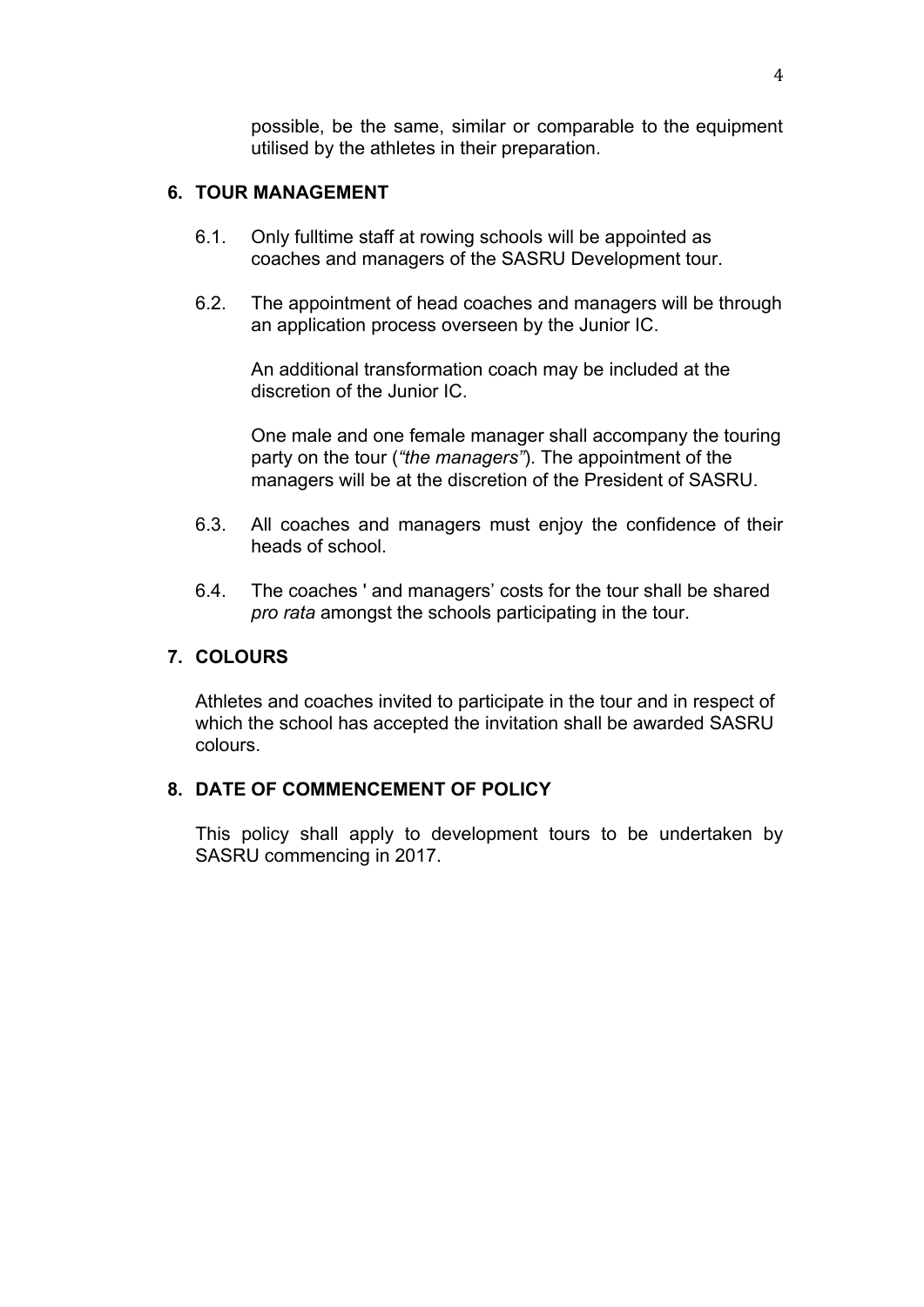possible, be the same, similar or comparable to the equipment utilised by the athletes in their preparation.

## 6. TOUR MANAGEMENT

6.1. Only fulltime staff at rowing schools will be appointed as coaches and managers of the SASRU Development tour.

6.2. The appointment of head coaches and managers will be through an application process overseen by the Junior IC.

An additional transformation coach may be included at the discretion of the Junior IC.

One male and one female manager shall accompany the touring party on the tour (*"the managers"*). The appointment of the managers will be at the discretion of the President of SASRU.

6.3. All coaches and managers must enjoy the confidence of their heads of school.

6.4. The coaches ' and managers' costs for the tour shall be shared *pro rata* amongst the schools participating in the tour.

## 7. COLOURS

Athletes and coaches invited to participate in the tour and in respect of which the school has accepted the invitation shall be awarded SASRU colours.

## 8. DATE OF COMMENCEMENT OF POLICY

This policy shall apply to development tours to be undertaken by SASRU commencing in 2017.